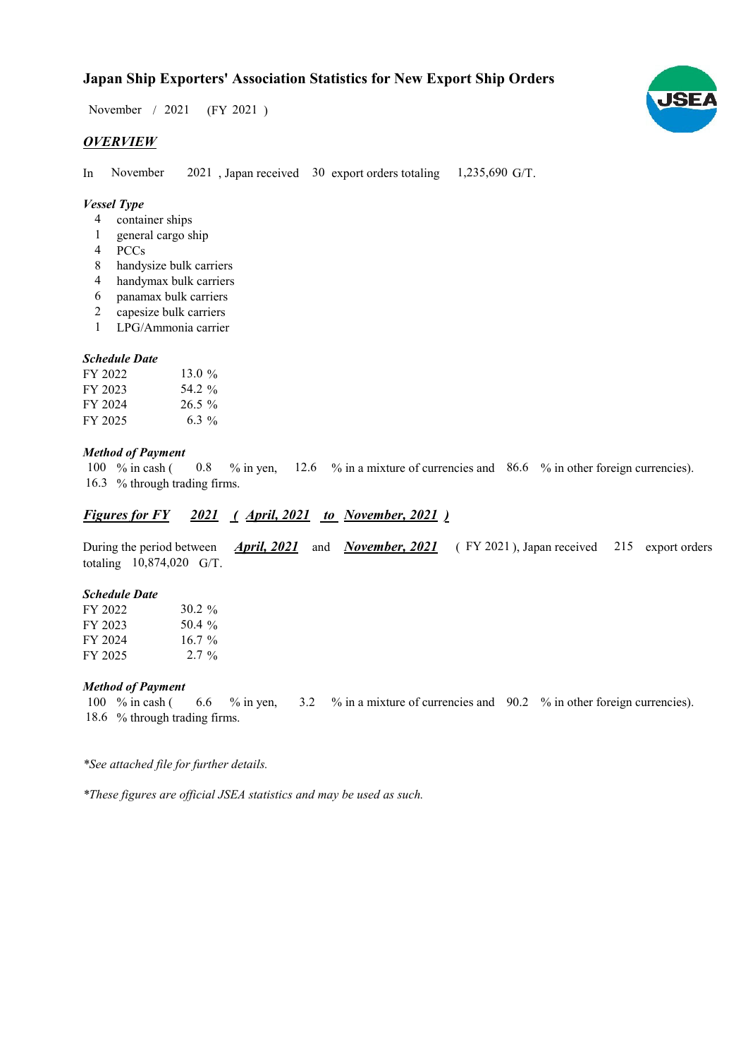# Japan Ship Exporters' Association Statistics for New Export Ship Orders

November / 2021 (FY 2021 )

## *OVERVIEW*

In November 2021 , Japan received 30 export orders totaling 1,235,690 G/T.

### *Vessel Type*

- 4 container ships
- 1 general cargo ship
- 4 PCCs
- 8 handysize bulk carriers
- 4 handymax bulk carriers
- 6 panamax bulk carriers
- 2 capesize bulk carriers
- 1 LPG/Ammonia carrier

### *Schedule Date*

| | |
|---|---|
| FY 2022 | 13.0 % |
| FY 2023 | 54.2 % |
| FY 2024 | 26.5 % |
| FY 2025 | 6.3 % |

### *Method of Payment*

100 % in cash ( 0.8 % in yen, 12.6 % in a mixture of currencies and 86.6 % in other foreign currencies).
16.3 % through trading firms.

## ***Figures for FY 2021 ( April, 2021 to November, 2021 )***

During the period between ***April, 2021*** and ***November, 2021*** ( FY 2021 ), Japan received 215 export orders totaling 10,874,020 G/T.

### *Schedule Date*

| | |
|---|---|
| FY 2022 | 30.2 % |
| FY 2023 | 50.4 % |
| FY 2024 | 16.7 % |
| FY 2025 | 2.7 % |

### *Method of Payment*

100 % in cash ( 6.6 % in yen, 3.2 % in a mixture of currencies and 90.2 % in other foreign currencies).
18.6 % through trading firms.

*\*See attached file for further details.*

*\*These figures are official JSEA statistics and may be used as such.*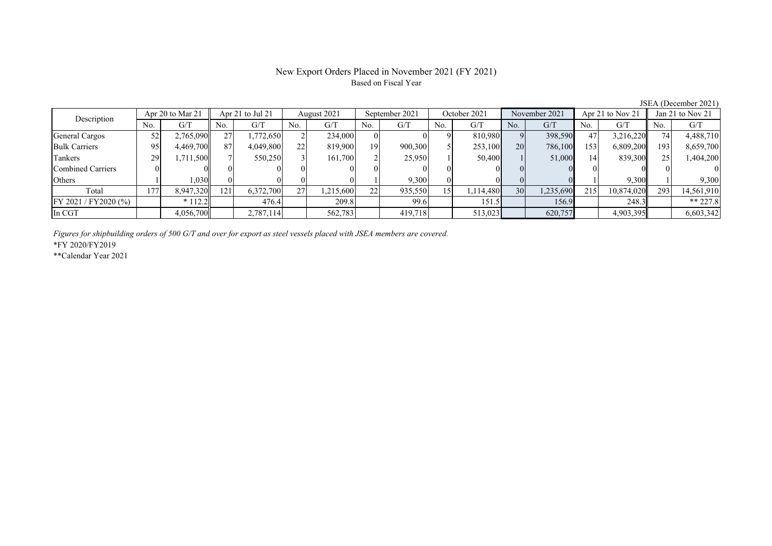# New Export Orders Placed in November 2021 (FY 2021)

Based on Fiscal Year

JSEA (December 2021)

| Description | Apr 20 to Mar 21 | | Apr 21 to Jul 21 | | August 2021 | | September 2021 | | October 2021 | | November 2021 | | Apr 21 to Nov 21 | | Jan 21 to Nov 21 | |
|---|---|---|---|---|---|---|---|---|---|---|---|---|---|---|---|---|
| | No. | G/T | No. | G/T | No. | G/T | No. | G/T | No. | G/T | No. | G/T | No. | G/T | No. | G/T |
| General Cargos | 52 | 2,765,090 | 27 | 1,772,650 | 2 | 234,000 | 0 | 0 | 9 | 810,980 | 9 | 398,590 | 47 | 3,216,220 | 74 | 4,488,710 |
| Bulk Carriers | 95 | 4,469,700 | 87 | 4,049,800 | 22 | 819,900 | 19 | 900,300 | 5 | 253,100 | 20 | 786,100 | 153 | 6,809,200 | 193 | 8,659,700 |
| Tankers | 29 | 1,711,500 | 7 | 550,250 | 3 | 161,700 | 2 | 25,950 | 1 | 50,400 | 1 | 51,000 | 14 | 839,300 | 25 | 1,404,200 |
| Combined Carriers | 0 | 0 | 0 | 0 | 0 | 0 | 0 | 0 | 0 | 0 | 0 | 0 | 0 | 0 | 0 | 0 |
| Others | 1 | 1,030 | 0 | 0 | 0 | 0 | 1 | 9,300 | 0 | 0 | 0 | 0 | 1 | 9,300 | 1 | 9,300 |
| Total | 177 | 8,947,320 | 121 | 6,372,700 | 27 | 1,215,600 | 22 | 935,550 | 15 | 1,114,480 | 30 | 1,235,690 | 215 | 10,874,020 | 293 | 14,561,910 |
| FY 2021 / FY2020 (%) | | * 112.2 | | 476.4 | | 209.8 | | 99.6 | | 151.5 | | 156.9 | | 248.3 | | ** 227.8 |
| In CGT | | 4,056,700 | | 2,787,114 | | 562,783 | | 419,718 | | 513,023 | | 620,757 | | 4,903,395 | | 6,603,342 |

*Figures for shipbuilding orders of 500 G/T and over for export as steel vessels placed with JSEA members are covered.*

*FY 2020/FY2019

**Calendar Year 2021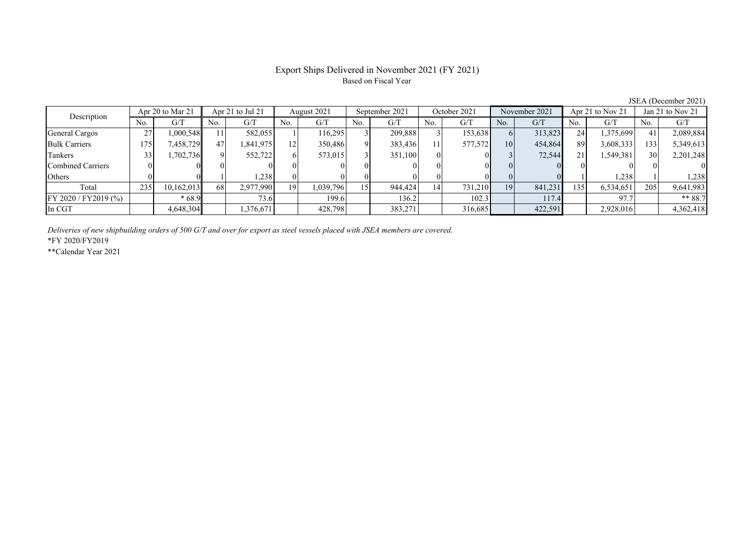# Export Ships Delivered in November 2021 (FY 2021)

Based on Fiscal Year

JSEA (December 2021)

| Description | Apr 20 to Mar 21 | | Apr 21 to Jul 21 | | August 2021 | | September 2021 | | October 2021 | | November 2021 | | Apr 21 to Nov 21 | | Jan 21 to Nov 21 | |
|---|---|---|---|---|---|---|---|---|---|---|---|---|---|---|---|---|
| | No. | G/T | No. | G/T | No. | G/T | No. | G/T | No. | G/T | No. | G/T | No. | G/T | No. | G/T |
| General Cargos | 27 | 1,000,548 | 11 | 582,055 | 1 | 116,295 | 3 | 209,888 | 3 | 153,638 | 6 | 313,823 | 24 | 1,375,699 | 41 | 2,089,884 |
| Bulk Carriers | 175 | 7,458,729 | 47 | 1,841,975 | 12 | 350,486 | 9 | 383,436 | 11 | 577,572 | 10 | 454,864 | 89 | 3,608,333 | 133 | 5,349,613 |
| Tankers | 33 | 1,702,736 | 9 | 552,722 | 6 | 573,015 | 3 | 351,100 | 0 | 0 | 3 | 72,544 | 21 | 1,549,381 | 30 | 2,201,248 |
| Combined Carriers | 0 | 0 | 0 | 0 | 0 | 0 | 0 | 0 | 0 | 0 | 0 | 0 | 0 | 0 | 0 | 0 |
| Others | 0 | 0 | 1 | 1,238 | 0 | 0 | 0 | 0 | 0 | 0 | 0 | 0 | 1 | 1,238 | 1 | 1,238 |
| Total | 235 | 10,162,013 | 68 | 2,977,990 | 19 | 1,039,796 | 15 | 944,424 | 14 | 731,210 | 19 | 841,231 | 135 | 6,534,651 | 205 | 9,641,983 |
| FY 2020 / FY2019 (%) | | * 68.9 | | 73.6 | | 199.6 | | 136.2 | | 102.3 | | 117.4 | | 97.7 | | ** 88.7 |
| In CGT | | 4,648,304 | | 1,376,671 | | 428,798 | | 383,271 | | 316,685 | | 422,591 | | 2,928,016 | | 4,362,418 |

*Deliveries of new shipbuilding orders of 500 G/T and over for export as steel vessels placed with JSEA members are covered.*

*FY 2020/FY2019

**Calendar Year 2021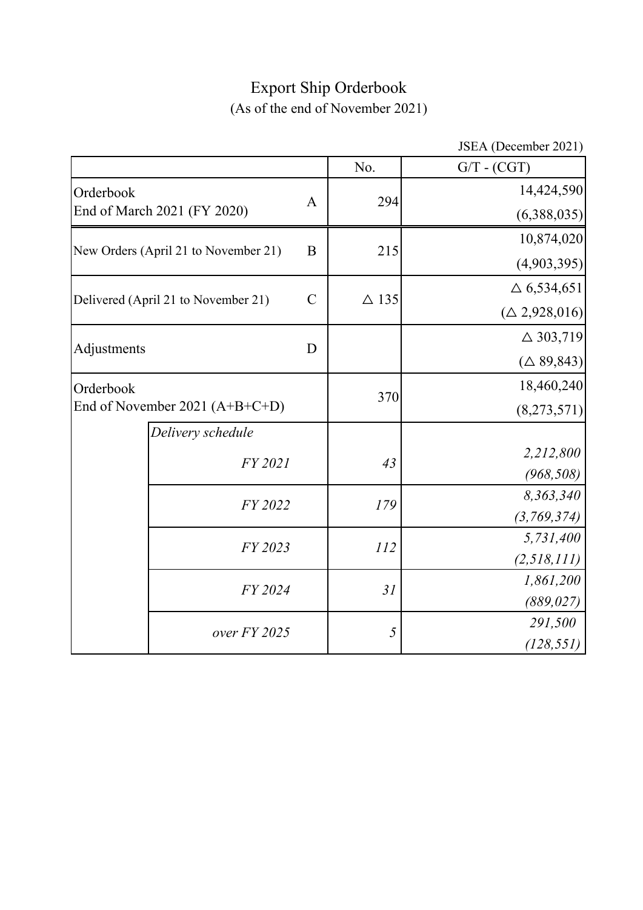# Export Ship Orderbook

(As of the end of November 2021)

JSEA (December 2021)

| | | | No. | G/T - (CGT) |
|---|---|---|---|---|
| Orderbook<br>End of March 2021 (FY 2020) | | A | 294 | 14,424,590<br>(6,388,035) |
| New Orders (April 21 to November 21) | | B | 215 | 10,874,020<br>(4,903,395) |
| Delivered (April 21 to November 21) | | C | △ 135 | △ 6,534,651<br>(△ 2,928,016) |
| Adjustments | | D | | △ 303,719<br>(△ 89,843) |
| Orderbook<br>End of November 2021 (A+B+C+D) | | | 370 | 18,460,240<br>(8,273,571) |
| | *Delivery schedule* | | | |
| | *FY 2021* | | *43* | *2,212,800*<br>*(968,508)* |
| | *FY 2022* | | *179* | *8,363,340*<br>*(3,769,374)* |
| | *FY 2023* | | *112* | *5,731,400*<br>*(2,518,111)* |
| | *FY 2024* | | *31* | *1,861,200*<br>*(889,027)* |
| | *over FY 2025* | | *5* | *291,500*<br>*(128,551)* |